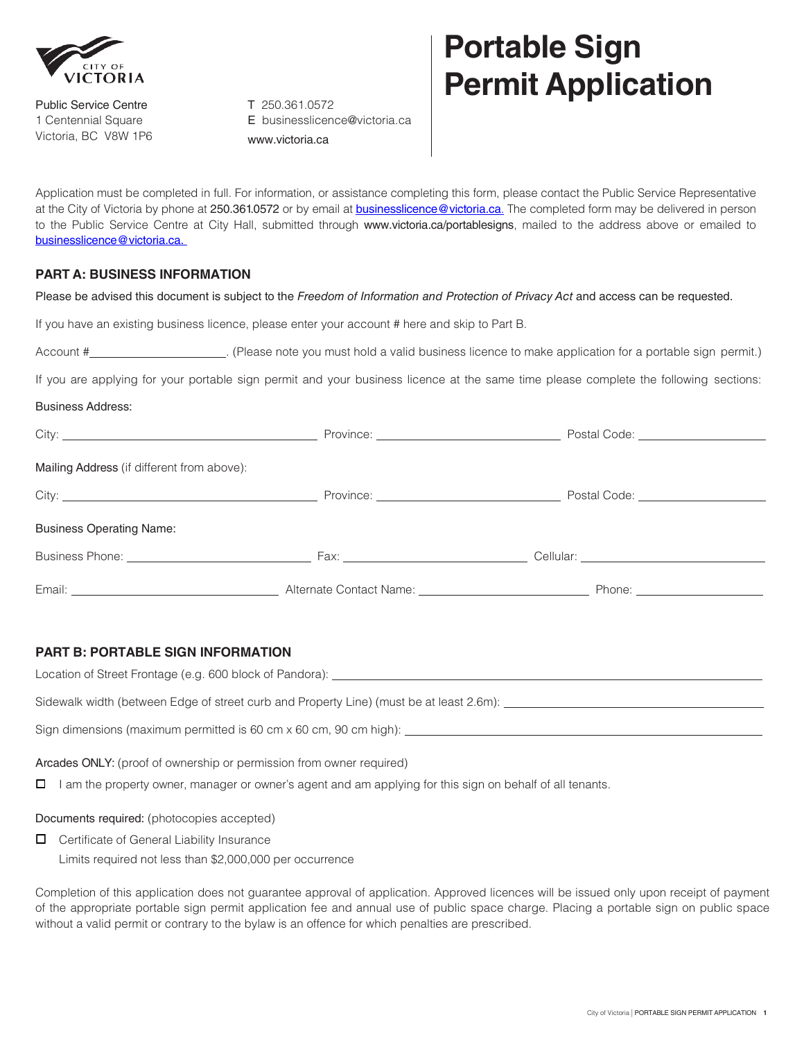CITY OF VICTORIA

Public Service Centre
1 Centennial Square
Victoria, BC V8W 1P6

T 250.361.0572
E businesslicence@victoria.ca
www.victoria.ca

# Portable Sign Permit Application

Application must be completed in full. For information, or assistance completing this form, please contact the Public Service Representative at the City of Victoria by phone at 250.361.0572 or by email at businesslicence@victoria.ca. The completed form may be delivered in person to the Public Service Centre at City Hall, submitted through www.victoria.ca/portablesigns, mailed to the address above or emailed to businesslicence@victoria.ca.

## PART A: BUSINESS INFORMATION

Please be advised this document is subject to the *Freedom of Information and Protection of Privacy Act* and access can be requested.

If you have an existing business licence, please enter your account # here and skip to Part B.

Account #\_\_\_\_\_\_\_\_\_\_\_\_\_\_\_\_\_\_\_\_. (Please note you must hold a valid business licence to make application for a portable sign permit.)

If you are applying for your portable sign permit and your business licence at the same time please complete the following sections:

Business Address:

City: \_\_\_\_\_\_\_\_\_\_\_\_\_\_\_\_\_\_\_\_ Province: \_\_\_\_\_\_\_\_\_\_\_\_\_\_\_\_\_\_\_\_ Postal Code: \_\_\_\_\_\_\_\_\_\_\_\_\_\_\_\_\_\_\_\_

Mailing Address (if different from above):

City: \_\_\_\_\_\_\_\_\_\_\_\_\_\_\_\_\_\_\_\_ Province: \_\_\_\_\_\_\_\_\_\_\_\_\_\_\_\_\_\_\_\_ Postal Code: \_\_\_\_\_\_\_\_\_\_\_\_\_\_\_\_\_\_\_\_

Business Operating Name:

Business Phone: \_\_\_\_\_\_\_\_\_\_\_\_\_\_\_\_\_\_\_\_ Fax: \_\_\_\_\_\_\_\_\_\_\_\_\_\_\_\_\_\_\_\_ Cellular: \_\_\_\_\_\_\_\_\_\_\_\_\_\_\_\_\_\_\_\_

Email: \_\_\_\_\_\_\_\_\_\_\_\_\_\_\_\_\_\_\_\_ Alternate Contact Name: \_\_\_\_\_\_\_\_\_\_\_\_\_\_\_\_\_\_\_\_ Phone: \_\_\_\_\_\_\_\_\_\_\_\_\_\_\_\_\_\_\_\_

## PART B: PORTABLE SIGN INFORMATION

Location of Street Frontage (e.g. 600 block of Pandora): \_\_\_\_\_\_\_\_\_\_\_\_\_\_\_\_\_\_\_\_

Sidewalk width (between Edge of street curb and Property Line) (must be at least 2.6m): \_\_\_\_\_\_\_\_\_\_\_\_\_\_\_\_\_\_\_\_

Sign dimensions (maximum permitted is 60 cm x 60 cm, 90 cm high): \_\_\_\_\_\_\_\_\_\_\_\_\_\_\_\_\_\_\_\_

Arcades ONLY: (proof of ownership or permission from owner required)

☐ I am the property owner, manager or owner's agent and am applying for this sign on behalf of all tenants.

Documents required: (photocopies accepted)

☐ Certificate of General Liability Insurance
Limits required not less than $2,000,000 per occurrence

Completion of this application does not guarantee approval of application. Approved licences will be issued only upon receipt of payment of the appropriate portable sign permit application fee and annual use of public space charge. Placing a portable sign on public space without a valid permit or contrary to the bylaw is an offence for which penalties are prescribed.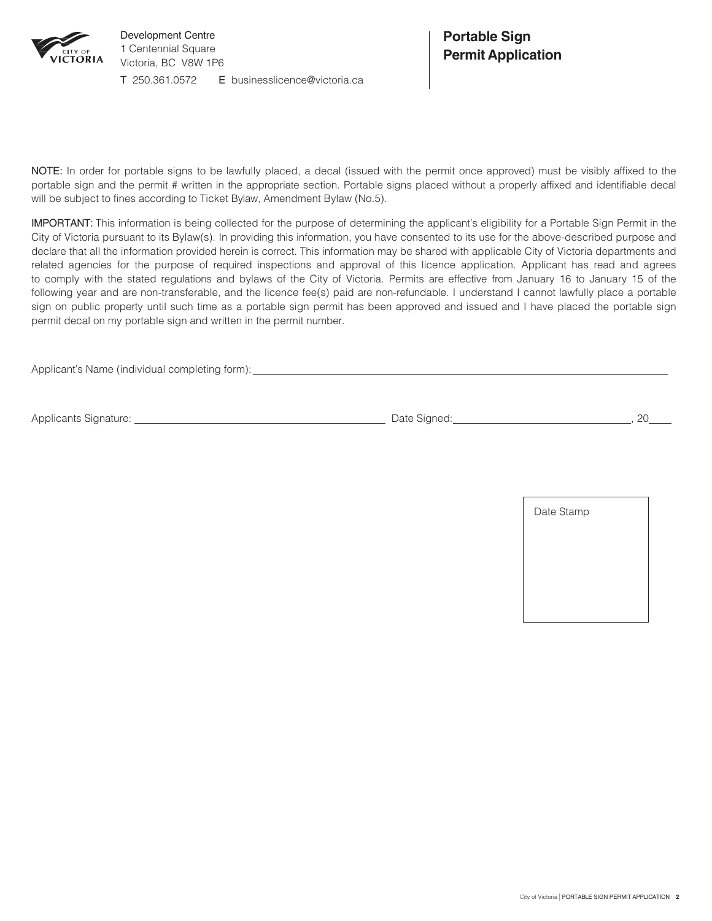Development Centre
1 Centennial Square
Victoria, BC V8W 1P6
T 250.361.0572 E businesslicence@victoria.ca

# Portable Sign Permit Application

**NOTE:** In order for portable signs to be lawfully placed, a decal (issued with the permit once approved) must be visibly affixed to the portable sign and the permit # written in the appropriate section. Portable signs placed without a properly affixed and identifiable decal will be subject to fines according to Ticket Bylaw, Amendment Bylaw (No.5).

**IMPORTANT:** This information is being collected for the purpose of determining the applicant's eligibility for a Portable Sign Permit in the City of Victoria pursuant to its Bylaw(s). In providing this information, you have consented to its use for the above-described purpose and declare that all the information provided herein is correct. This information may be shared with applicable City of Victoria departments and related agencies for the purpose of required inspections and approval of this licence application. Applicant has read and agrees to comply with the stated regulations and bylaws of the City of Victoria. Permits are effective from January 16 to January 15 of the following year and are non-transferable, and the licence fee(s) paid are non-refundable. I understand I cannot lawfully place a portable sign on public property until such time as a portable sign permit has been approved and issued and I have placed the portable sign permit decal on my portable sign and written in the permit number.

Applicant's Name (individual completing form): ______________________________

Applicants Signature: ______________________________ Date Signed: ______________________________, 20____

Date Stamp